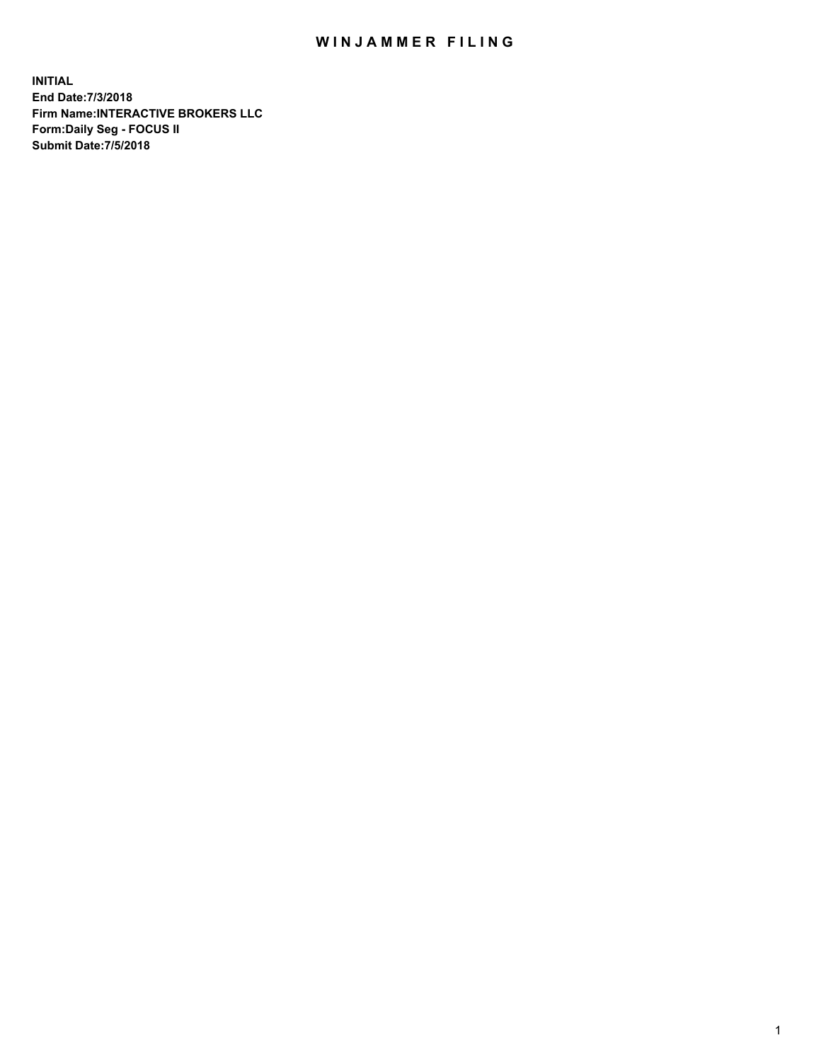# WINJAMMER FILING

**INITIAL**
**End Date:7/3/2018**
**Firm Name:INTERACTIVE BROKERS LLC**
**Form:Daily Seg - FOCUS II**
**Submit Date:7/5/2018**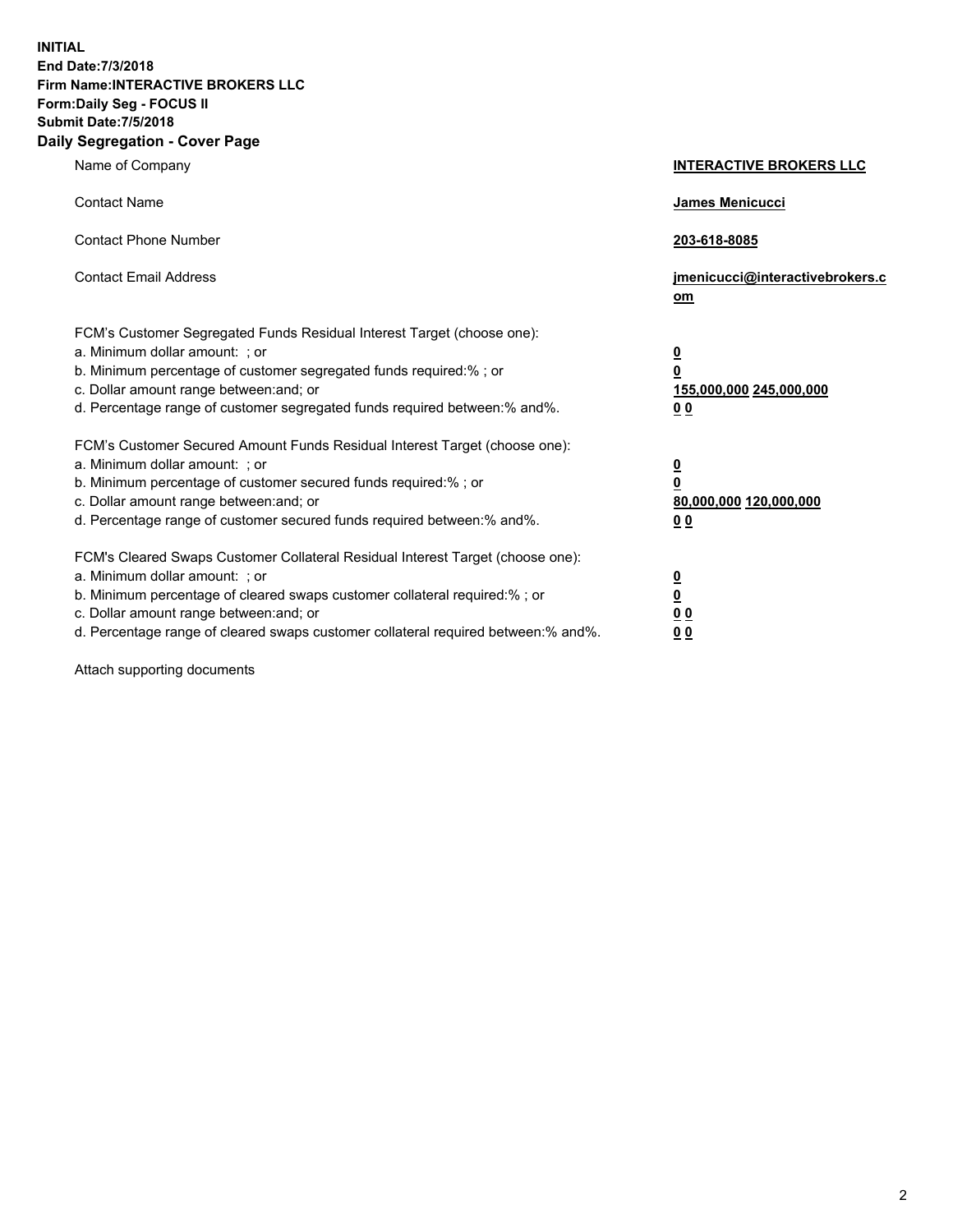**INITIAL**
**End Date:7/3/2018**
**Firm Name:INTERACTIVE BROKERS LLC**
**Form:Daily Seg - FOCUS II**
**Submit Date:7/5/2018**
**Daily Segregation - Cover Page**

| | |
|---|---|
| Name of Company | **INTERACTIVE BROKERS LLC** |
| Contact Name | **James Menicucci** |
| Contact Phone Number | **203-618-8085** |
| Contact Email Address | **jmenicucci@interactivebrokers.com** |
| FCM's Customer Segregated Funds Residual Interest Target (choose one): | |
| a. Minimum dollar amount: ; or | **0** |
| b. Minimum percentage of customer segregated funds required:% ; or | **0** |
| c. Dollar amount range between:and; or | **155,000,000 245,000,000** |
| d. Percentage range of customer segregated funds required between:% and%. | **0 0** |
| FCM's Customer Secured Amount Funds Residual Interest Target (choose one): | |
| a. Minimum dollar amount: ; or | **0** |
| b. Minimum percentage of customer secured funds required:% ; or | **0** |
| c. Dollar amount range between:and; or | **80,000,000 120,000,000** |
| d. Percentage range of customer secured funds required between:% and%. | **0 0** |
| FCM's Cleared Swaps Customer Collateral Residual Interest Target (choose one): | |
| a. Minimum dollar amount: ; or | **0** |
| b. Minimum percentage of cleared swaps customer collateral required:% ; or | **0** |
| c. Dollar amount range between:and; or | **0 0** |
| d. Percentage range of cleared swaps customer collateral required between:% and%. | **0 0** |

Attach supporting documents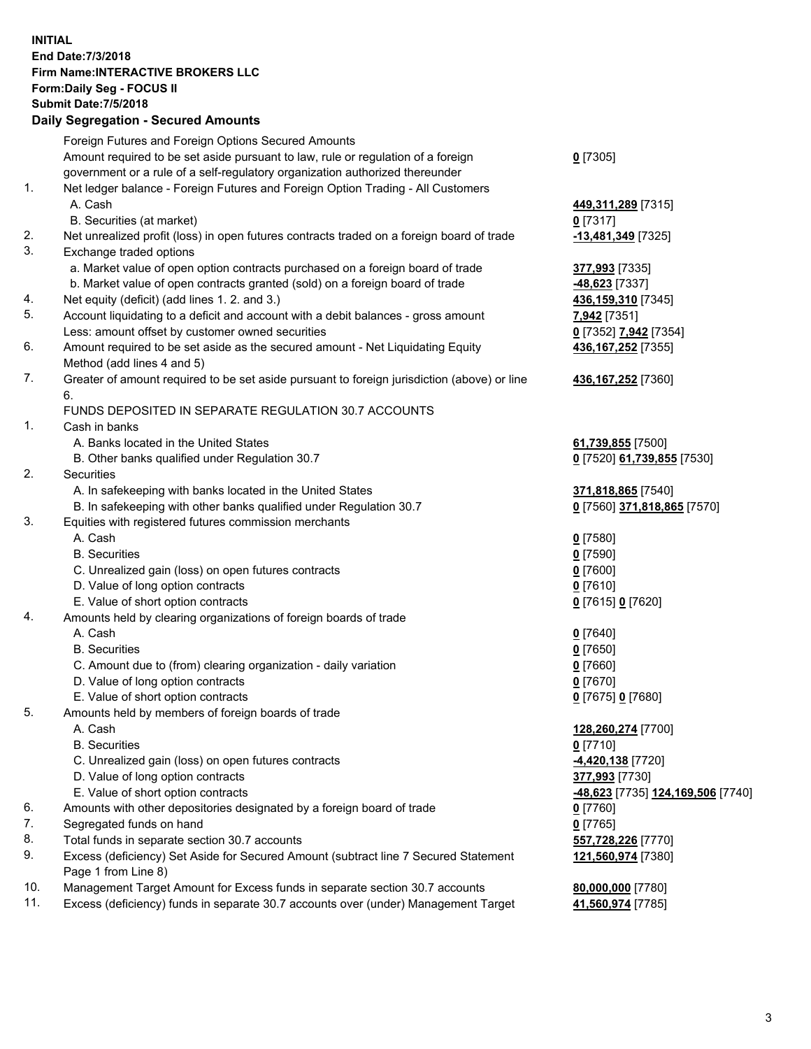**INITIAL**
**End Date:7/3/2018**
**Firm Name:INTERACTIVE BROKERS LLC**
**Form:Daily Seg - FOCUS II**
**Submit Date:7/5/2018**
**Daily Segregation - Secured Amounts**

| | | |
|---|---|---|
| | Foreign Futures and Foreign Options Secured Amounts | |
| | Amount required to be set aside pursuant to law, rule or regulation of a foreign government or a rule of a self-regulatory organization authorized thereunder | **0** [7305] |
| 1. | Net ledger balance - Foreign Futures and Foreign Option Trading - All Customers | |
| | A. Cash | **449,311,289** [7315] |
| | B. Securities (at market) | **0** [7317] |
| 2. | Net unrealized profit (loss) in open futures contracts traded on a foreign board of trade | **-13,481,349** [7325] |
| 3. | Exchange traded options | |
| | a. Market value of open option contracts purchased on a foreign board of trade | **377,993** [7335] |
| | b. Market value of open contracts granted (sold) on a foreign board of trade | **-48,623** [7337] |
| 4. | Net equity (deficit) (add lines 1. 2. and 3.) | **436,159,310** [7345] |
| 5. | Account liquidating to a deficit and account with a debit balances - gross amount | **7,942** [7351] |
| | Less: amount offset by customer owned securities | **0** [7352] **7,942** [7354] |
| 6. | Amount required to be set aside as the secured amount - Net Liquidating Equity Method (add lines 4 and 5) | **436,167,252** [7355] |
| 7. | Greater of amount required to be set aside pursuant to foreign jurisdiction (above) or line 6. | **436,167,252** [7360] |
| | FUNDS DEPOSITED IN SEPARATE REGULATION 30.7 ACCOUNTS | |
| 1. | Cash in banks | |
| | A. Banks located in the United States | **61,739,855** [7500] |
| | B. Other banks qualified under Regulation 30.7 | **0** [7520] **61,739,855** [7530] |
| 2. | Securities | |
| | A. In safekeeping with banks located in the United States | **371,818,865** [7540] |
| | B. In safekeeping with other banks qualified under Regulation 30.7 | **0** [7560] **371,818,865** [7570] |
| 3. | Equities with registered futures commission merchants | |
| | A. Cash | **0** [7580] |
| | B. Securities | **0** [7590] |
| | C. Unrealized gain (loss) on open futures contracts | **0** [7600] |
| | D. Value of long option contracts | **0** [7610] |
| | E. Value of short option contracts | **0** [7615] **0** [7620] |
| 4. | Amounts held by clearing organizations of foreign boards of trade | |
| | A. Cash | **0** [7640] |
| | B. Securities | **0** [7650] |
| | C. Amount due to (from) clearing organization - daily variation | **0** [7660] |
| | D. Value of long option contracts | **0** [7670] |
| | E. Value of short option contracts | **0** [7675] **0** [7680] |
| 5. | Amounts held by members of foreign boards of trade | |
| | A. Cash | **128,260,274** [7700] |
| | B. Securities | **0** [7710] |
| | C. Unrealized gain (loss) on open futures contracts | **-4,420,138** [7720] |
| | D. Value of long option contracts | **377,993** [7730] |
| | E. Value of short option contracts | **-48,623** [7735] **124,169,506** [7740] |
| 6. | Amounts with other depositories designated by a foreign board of trade | **0** [7760] |
| 7. | Segregated funds on hand | **0** [7765] |
| 8. | Total funds in separate section 30.7 accounts | **557,728,226** [7770] |
| 9. | Excess (deficiency) Set Aside for Secured Amount (subtract line 7 Secured Statement Page 1 from Line 8) | **121,560,974** [7380] |
| 10. | Management Target Amount for Excess funds in separate section 30.7 accounts | **80,000,000** [7780] |
| 11. | Excess (deficiency) funds in separate 30.7 accounts over (under) Management Target | **41,560,974** [7785] |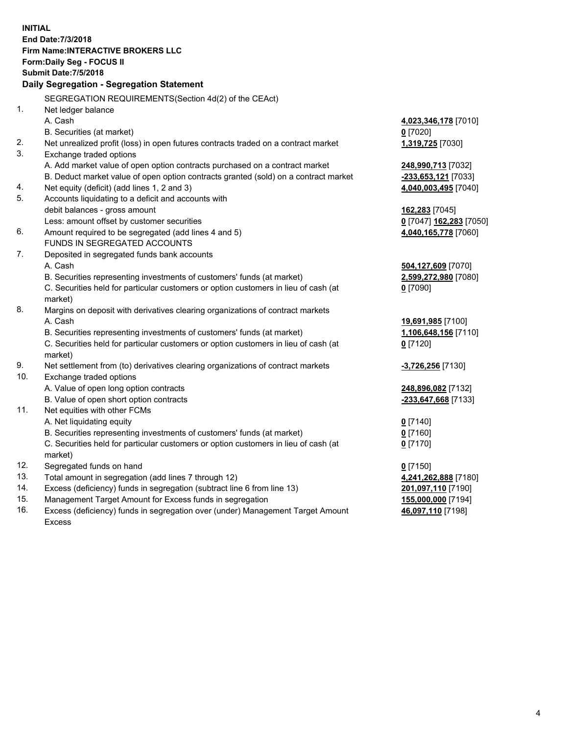**INITIAL**
**End Date:7/3/2018**
**Firm Name:INTERACTIVE BROKERS LLC**
**Form:Daily Seg - FOCUS II**
**Submit Date:7/5/2018**
**Daily Segregation - Segregation Statement**

| | | |
|---|---|---|
| | SEGREGATION REQUIREMENTS(Section 4d(2) of the CEAct) | |
| 1. | Net ledger balance | |
| | A. Cash | **4,023,346,178** [7010] |
| | B. Securities (at market) | **0** [7020] |
| 2. | Net unrealized profit (loss) in open futures contracts traded on a contract market | **1,319,725** [7030] |
| 3. | Exchange traded options | |
| | A. Add market value of open option contracts purchased on a contract market | **248,990,713** [7032] |
| | B. Deduct market value of open option contracts granted (sold) on a contract market | **-233,653,121** [7033] |
| 4. | Net equity (deficit) (add lines 1, 2 and 3) | **4,040,003,495** [7040] |
| 5. | Accounts liquidating to a deficit and accounts with | |
| | debit balances - gross amount | **162,283** [7045] |
| | Less: amount offset by customer securities | **0** [7047] **162,283** [7050] |
| 6. | Amount required to be segregated (add lines 4 and 5) | **4,040,165,778** [7060] |
| | FUNDS IN SEGREGATED ACCOUNTS | |
| 7. | Deposited in segregated funds bank accounts | |
| | A. Cash | **504,127,609** [7070] |
| | B. Securities representing investments of customers' funds (at market) | **2,599,272,980** [7080] |
| | C. Securities held for particular customers or option customers in lieu of cash (at market) | **0** [7090] |
| 8. | Margins on deposit with derivatives clearing organizations of contract markets | |
| | A. Cash | **19,691,985** [7100] |
| | B. Securities representing investments of customers' funds (at market) | **1,106,648,156** [7110] |
| | C. Securities held for particular customers or option customers in lieu of cash (at market) | **0** [7120] |
| 9. | Net settlement from (to) derivatives clearing organizations of contract markets | **-3,726,256** [7130] |
| 10. | Exchange traded options | |
| | A. Value of open long option contracts | **248,896,082** [7132] |
| | B. Value of open short option contracts | **-233,647,668** [7133] |
| 11. | Net equities with other FCMs | |
| | A. Net liquidating equity | **0** [7140] |
| | B. Securities representing investments of customers' funds (at market) | **0** [7160] |
| | C. Securities held for particular customers or option customers in lieu of cash (at market) | **0** [7170] |
| 12. | Segregated funds on hand | **0** [7150] |
| 13. | Total amount in segregation (add lines 7 through 12) | **4,241,262,888** [7180] |
| 14. | Excess (deficiency) funds in segregation (subtract line 6 from line 13) | **201,097,110** [7190] |
| 15. | Management Target Amount for Excess funds in segregation | **155,000,000** [7194] |
| 16. | Excess (deficiency) funds in segregation over (under) Management Target Amount Excess | **46,097,110** [7198] |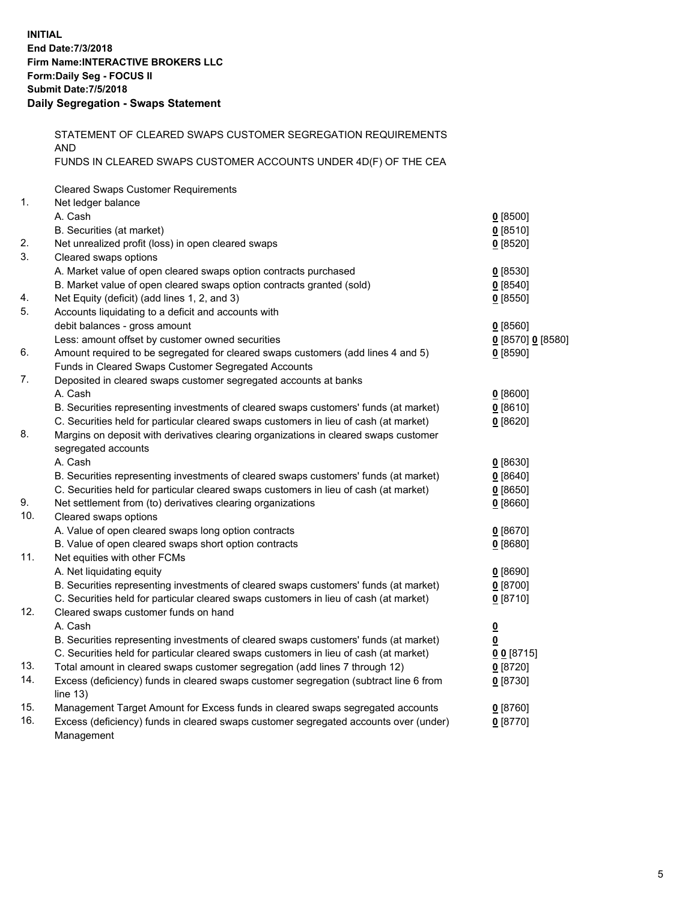**INITIAL**
**End Date:7/3/2018**
**Firm Name:INTERACTIVE BROKERS LLC**
**Form:Daily Seg - FOCUS II**
**Submit Date:7/5/2018**
**Daily Segregation - Swaps Statement**

STATEMENT OF CLEARED SWAPS CUSTOMER SEGREGATION REQUIREMENTS AND FUNDS IN CLEARED SWAPS CUSTOMER ACCOUNTS UNDER 4D(F) OF THE CEA

| | | |
|---|---|---|
| | Cleared Swaps Customer Requirements | |
| 1. | Net ledger balance | |
| | A. Cash | 0 [8500] |
| | B. Securities (at market) | 0 [8510] |
| 2. | Net unrealized profit (loss) in open cleared swaps | 0 [8520] |
| 3. | Cleared swaps options | |
| | A. Market value of open cleared swaps option contracts purchased | 0 [8530] |
| | B. Market value of open cleared swaps option contracts granted (sold) | 0 [8540] |
| 4. | Net Equity (deficit) (add lines 1, 2, and 3) | 0 [8550] |
| 5. | Accounts liquidating to a deficit and accounts with debit balances - gross amount | 0 [8560] |
| | Less: amount offset by customer owned securities | 0 [8570] 0 [8580] |
| 6. | Amount required to be segregated for cleared swaps customers (add lines 4 and 5) | 0 [8590] |
| | Funds in Cleared Swaps Customer Segregated Accounts | |
| 7. | Deposited in cleared swaps customer segregated accounts at banks | |
| | A. Cash | 0 [8600] |
| | B. Securities representing investments of cleared swaps customers' funds (at market) | 0 [8610] |
| | C. Securities held for particular cleared swaps customers in lieu of cash (at market) | 0 [8620] |
| 8. | Margins on deposit with derivatives clearing organizations in cleared swaps customer segregated accounts | |
| | A. Cash | 0 [8630] |
| | B. Securities representing investments of cleared swaps customers' funds (at market) | 0 [8640] |
| | C. Securities held for particular cleared swaps customers in lieu of cash (at market) | 0 [8650] |
| 9. | Net settlement from (to) derivatives clearing organizations | 0 [8660] |
| 10. | Cleared swaps options | |
| | A. Value of open cleared swaps long option contracts | 0 [8670] |
| | B. Value of open cleared swaps short option contracts | 0 [8680] |
| 11. | Net equities with other FCMs | |
| | A. Net liquidating equity | 0 [8690] |
| | B. Securities representing investments of cleared swaps customers' funds (at market) | 0 [8700] |
| | C. Securities held for particular cleared swaps customers in lieu of cash (at market) | 0 [8710] |
| 12. | Cleared swaps customer funds on hand | |
| | A. Cash | 0 |
| | B. Securities representing investments of cleared swaps customers' funds (at market) | 0 |
| | C. Securities held for particular cleared swaps customers in lieu of cash (at market) | 0 0 [8715] |
| 13. | Total amount in cleared swaps customer segregation (add lines 7 through 12) | 0 [8720] |
| 14. | Excess (deficiency) funds in cleared swaps customer segregation (subtract line 6 from line 13) | 0 [8730] |
| 15. | Management Target Amount for Excess funds in cleared swaps segregated accounts | 0 [8760] |
| 16. | Excess (deficiency) funds in cleared swaps customer segregated accounts over (under) Management | 0 [8770] |